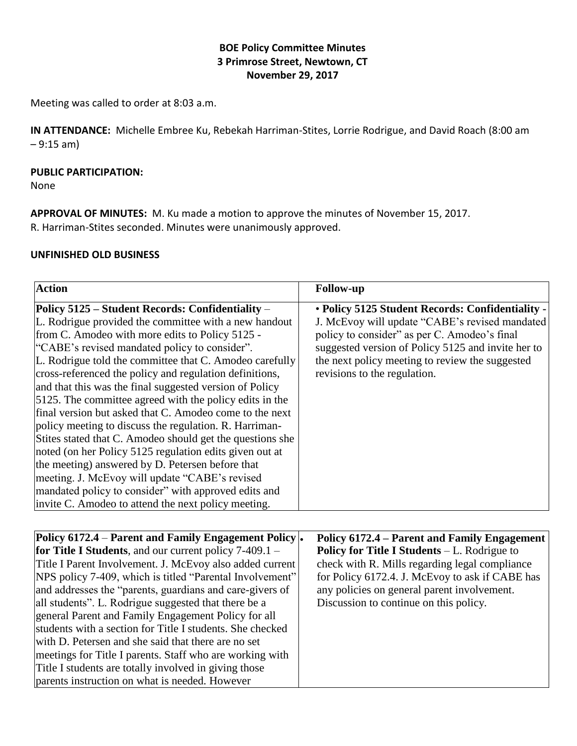**BOE Policy Committee Minutes**
**3 Primrose Street, Newtown, CT**
**November 29, 2017**

Meeting was called to order at 8:03 a.m.

**IN ATTENDANCE:** Michelle Embree Ku, Rebekah Harriman-Stites, Lorrie Rodrigue, and David Roach (8:00 am – 9:15 am)

**PUBLIC PARTICIPATION:**
None

**APPROVAL OF MINUTES:** M. Ku made a motion to approve the minutes of November 15, 2017. R. Harriman-Stites seconded. Minutes were unanimously approved.

**UNFINISHED OLD BUSINESS**

| **Action** | **Follow-up** |
|---|---|
| **Policy 5125 – Student Records: Confidentiality** – L. Rodrigue provided the committee with a new handout from C. Amodeo with more edits to Policy 5125 - "CABE's revised mandated policy to consider". L. Rodrigue told the committee that C. Amodeo carefully cross-referenced the policy and regulation definitions, and that this was the final suggested version of Policy 5125. The committee agreed with the policy edits in the final version but asked that C. Amodeo come to the next policy meeting to discuss the regulation. R. Harriman-Stites stated that C. Amodeo should get the questions she noted (on her Policy 5125 regulation edits given out at the meeting) answered by D. Petersen before that meeting. J. McEvoy will update "CABE's revised mandated policy to consider" with approved edits and invite C. Amodeo to attend the next policy meeting. | • **Policy 5125 Student Records: Confidentiality** - J. McEvoy will update "CABE's revised mandated policy to consider" as per C. Amodeo's final suggested version of Policy 5125 and invite her to the next policy meeting to review the suggested revisions to the regulation. |

| | |
|---|---|
| **Policy 6172.4** – **Parent and Family Engagement Policy for Title I Students**, and our current policy 7-409.1 – Title I Parent Involvement. J. McEvoy also added current NPS policy 7-409, which is titled "Parental Involvement" and addresses the "parents, guardians and care-givers of all students". L. Rodrigue suggested that there be a general Parent and Family Engagement Policy for all students with a section for Title I students. She checked with D. Petersen and she said that there are no set meetings for Title I parents. Staff who are working with Title I students are totally involved in giving those parents instruction on what is needed. However | • **Policy 6172.4 – Parent and Family Engagement Policy for Title I Students** – L. Rodrigue to check with R. Mills regarding legal compliance for Policy 6172.4. J. McEvoy to ask if CABE has any policies on general parent involvement. Discussion to continue on this policy. |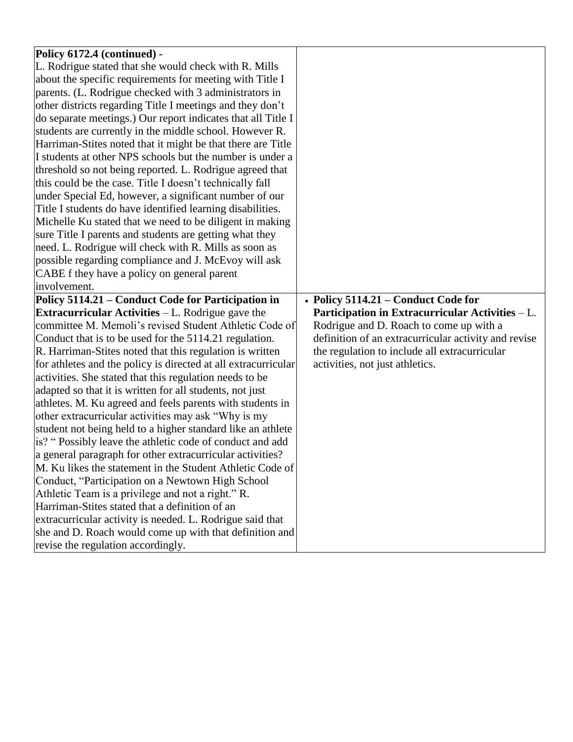| | |
|---|---|
| **Policy 6172.4 (continued) -**<br>L. Rodrigue stated that she would check with R. Mills about the specific requirements for meeting with Title I parents. (L. Rodrigue checked with 3 administrators in other districts regarding Title I meetings and they don't do separate meetings.) Our report indicates that all Title I students are currently in the middle school. However R. Harriman-Stites noted that it might be that there are Title I students at other NPS schools but the number is under a threshold so not being reported. L. Rodrigue agreed that this could be the case. Title I doesn't technically fall under Special Ed, however, a significant number of our Title I students do have identified learning disabilities. Michelle Ku stated that we need to be diligent in making sure Title I parents and students are getting what they need. L. Rodrigue will check with R. Mills as soon as possible regarding compliance and J. McEvoy will ask CABE f they have a policy on general parent involvement. | |
| **Policy 5114.21 – Conduct Code for Participation in Extracurricular Activities** – L. Rodrigue gave the committee M. Memoli's revised Student Athletic Code of Conduct that is to be used for the 5114.21 regulation. R. Harriman-Stites noted that this regulation is written for athletes and the policy is directed at all extracurricular activities. She stated that this regulation needs to be adapted so that it is written for all students, not just athletes. M. Ku agreed and feels parents with students in other extracurricular activities may ask "Why is my student not being held to a higher standard like an athlete is? " Possibly leave the athletic code of conduct and add a general paragraph for other extracurricular activities? M. Ku likes the statement in the Student Athletic Code of Conduct, "Participation on a Newtown High School Athletic Team is a privilege and not a right." R. Harriman-Stites stated that a definition of an extracurricular activity is needed. L. Rodrigue said that she and D. Roach would come up with that definition and revise the regulation accordingly. | • **Policy 5114.21 – Conduct Code for Participation in Extracurricular Activities** – L. Rodrigue and D. Roach to come up with a definition of an extracurricular activity and revise the regulation to include all extracurricular activities, not just athletics. |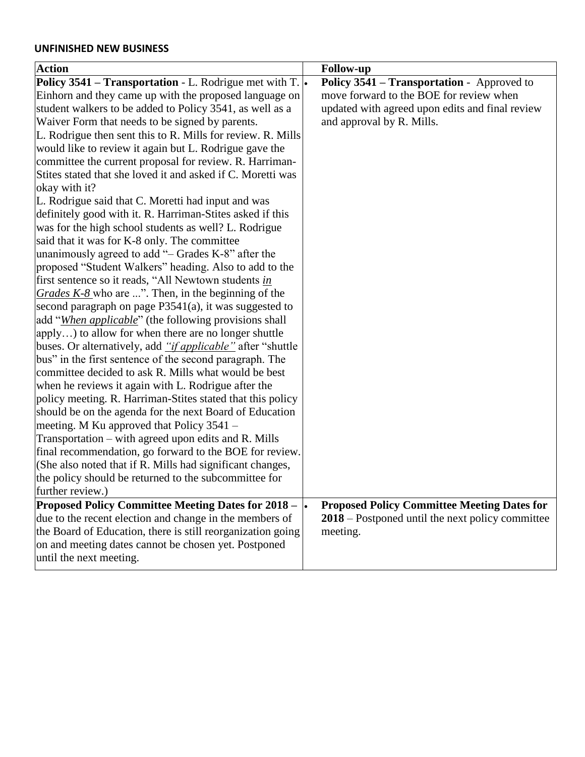#### UNFINISHED NEW BUSINESS

| Action | Follow-up |
|---|---|
| **Policy 3541 – Transportation** - L. Rodrigue met with T. Einhorn and they came up with the proposed language on student walkers to be added to Policy 3541, as well as a Waiver Form that needs to be signed by parents. L. Rodrigue then sent this to R. Mills for review. R. Mills would like to review it again but L. Rodrigue gave the committee the current proposal for review. R. Harriman-Stites stated that she loved it and asked if C. Moretti was okay with it? L. Rodrigue said that C. Moretti had input and was definitely good with it. R. Harriman-Stites asked if this was for the high school students as well? L. Rodrigue said that it was for K-8 only. The committee unanimously agreed to add "– Grades K-8" after the proposed "Student Walkers" heading. Also to add to the first sentence so it reads, "All Newtown students *in Grades K-8* who are ...". Then, in the beginning of the second paragraph on page P3541(a), it was suggested to add "*When applicable*" (the following provisions shall apply…) to allow for when there are no longer shuttle buses. Or alternatively, add *"if applicable"* after "shuttle bus" in the first sentence of the second paragraph. The committee decided to ask R. Mills what would be best when he reviews it again with L. Rodrigue after the policy meeting. R. Harriman-Stites stated that this policy should be on the agenda for the next Board of Education meeting. M Ku approved that Policy 3541 – Transportation – with agreed upon edits and R. Mills final recommendation, go forward to the BOE for review. (She also noted that if R. Mills had significant changes, the policy should be returned to the subcommittee for further review.) | • **Policy 3541 – Transportation** - Approved to move forward to the BOE for review when updated with agreed upon edits and final review and approval by R. Mills. |
| **Proposed Policy Committee Meeting Dates for 2018 –** due to the recent election and change in the members of the Board of Education, there is still reorganization going on and meeting dates cannot be chosen yet. Postponed until the next meeting. | • **Proposed Policy Committee Meeting Dates for 2018** – Postponed until the next policy committee meeting. |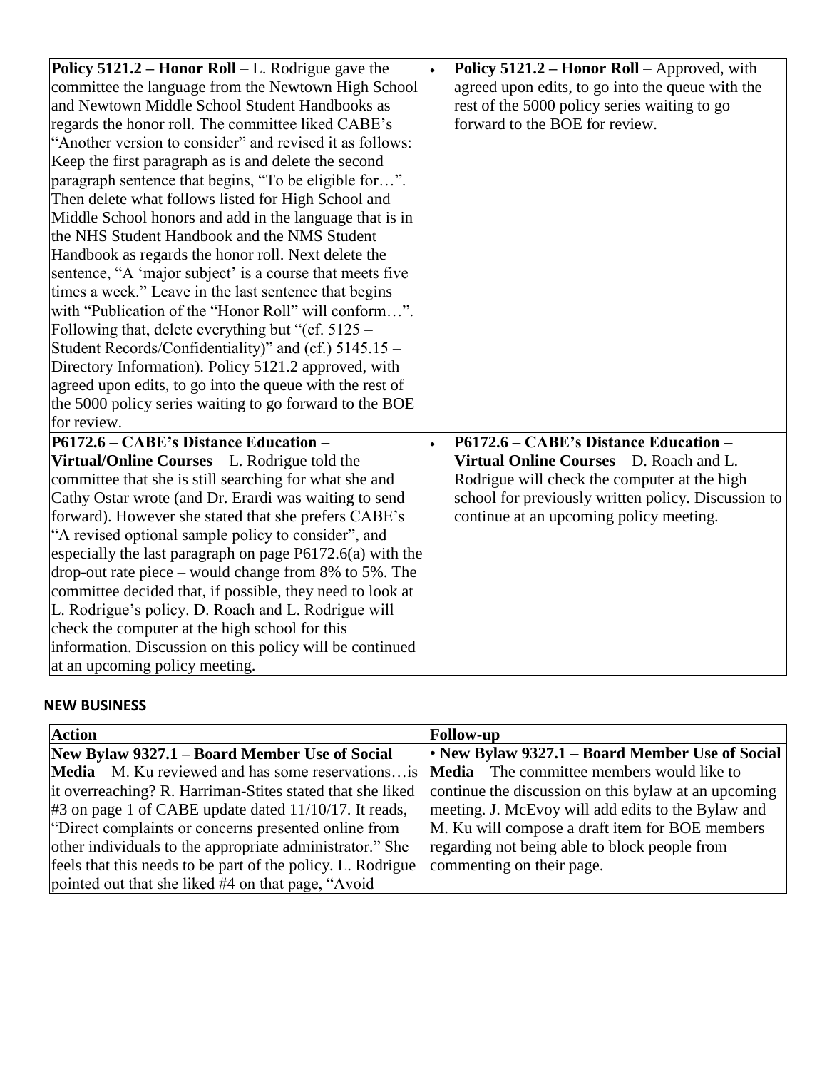| | |
|---|---|
| **Policy 5121.2 – Honor Roll** – L. Rodrigue gave the committee the language from the Newtown High School and Newtown Middle School Student Handbooks as regards the honor roll. The committee liked CABE's "Another version to consider" and revised it as follows: Keep the first paragraph as is and delete the second paragraph sentence that begins, "To be eligible for…". Then delete what follows listed for High School and Middle School honors and add in the language that is in the NHS Student Handbook and the NMS Student Handbook as regards the honor roll. Next delete the sentence, "A 'major subject' is a course that meets five times a week." Leave in the last sentence that begins with "Publication of the "Honor Roll" will conform…". Following that, delete everything but "(cf. 5125 – Student Records/Confidentiality)" and (cf.) 5145.15 – Directory Information). Policy 5121.2 approved, with agreed upon edits, to go into the queue with the rest of the 5000 policy series waiting to go forward to the BOE for review. | • **Policy 5121.2 – Honor Roll** – Approved, with agreed upon edits, to go into the queue with the rest of the 5000 policy series waiting to go forward to the BOE for review. |
| **P6172.6 – CABE's Distance Education – Virtual/Online Courses** – L. Rodrigue told the committee that she is still searching for what she and Cathy Ostar wrote (and Dr. Erardi was waiting to send forward). However she stated that she prefers CABE's "A revised optional sample policy to consider", and especially the last paragraph on page P6172.6(a) with the drop-out rate piece – would change from 8% to 5%. The committee decided that, if possible, they need to look at L. Rodrigue's policy. D. Roach and L. Rodrigue will check the computer at the high school for this information. Discussion on this policy will be continued at an upcoming policy meeting. | • **P6172.6 – CABE's Distance Education – Virtual Online Courses** – D. Roach and L. Rodrigue will check the computer at the high school for previously written policy. Discussion to continue at an upcoming policy meeting. |

**NEW BUSINESS**

| Action | Follow-up |
|---|---|
| **New Bylaw 9327.1 – Board Member Use of Social Media** – M. Ku reviewed and has some reservations…is it overreaching? R. Harriman-Stites stated that she liked #3 on page 1 of CABE update dated 11/10/17. It reads, "Direct complaints or concerns presented online from other individuals to the appropriate administrator." She feels that this needs to be part of the policy. L. Rodrigue pointed out that she liked #4 on that page, "Avoid | • **New Bylaw 9327.1 – Board Member Use of Social Media** – The committee members would like to continue the discussion on this bylaw at an upcoming meeting. J. McEvoy will add edits to the Bylaw and M. Ku will compose a draft item for BOE members regarding not being able to block people from commenting on their page. |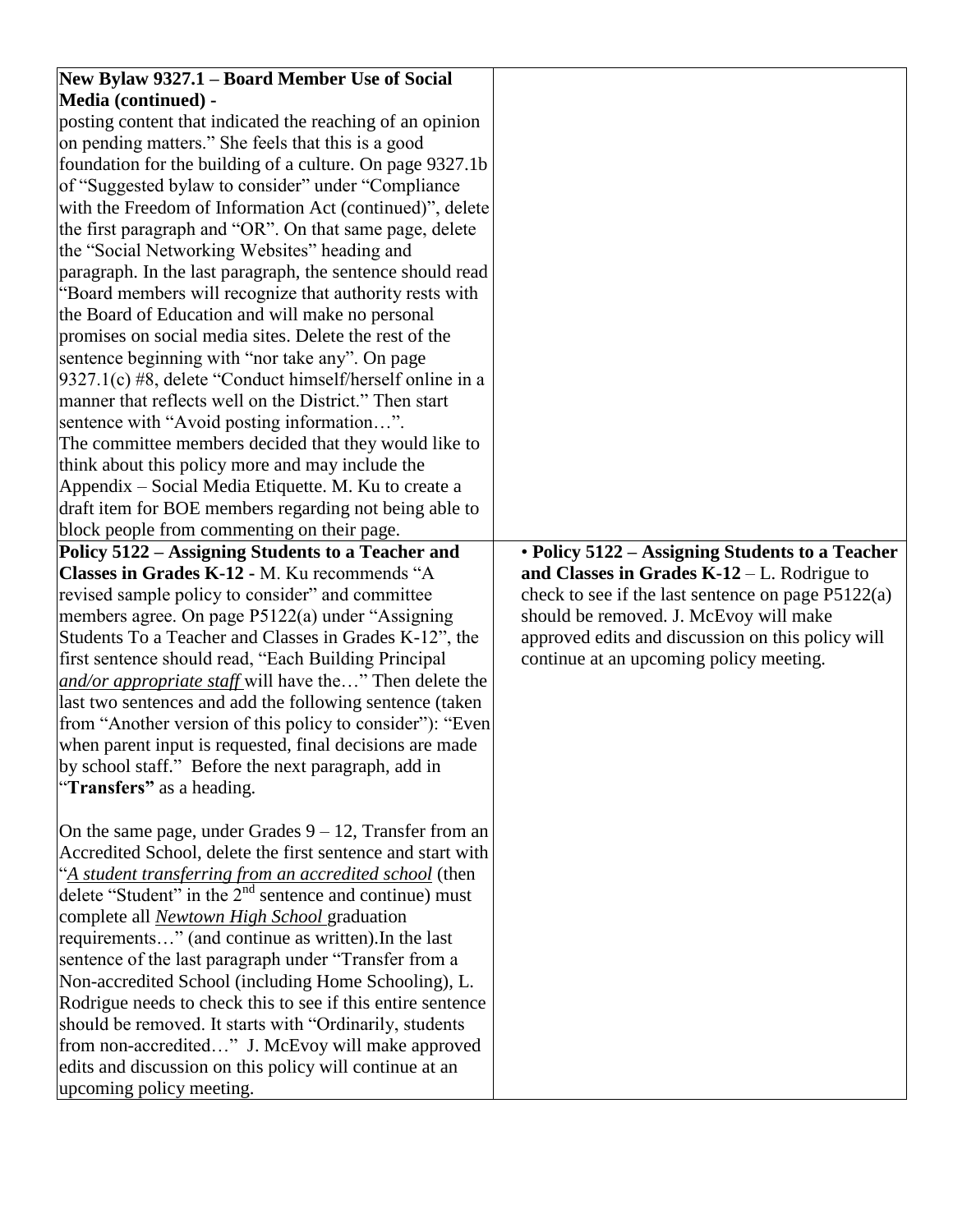| | |
|---|---|
| **New Bylaw 9327.1 – Board Member Use of Social Media (continued) -** posting content that indicated the reaching of an opinion on pending matters." She feels that this is a good foundation for the building of a culture. On page 9327.1b of "Suggested bylaw to consider" under "Compliance with the Freedom of Information Act (continued)", delete the first paragraph and "OR". On that same page, delete the "Social Networking Websites" heading and paragraph. In the last paragraph, the sentence should read "Board members will recognize that authority rests with the Board of Education and will make no personal promises on social media sites. Delete the rest of the sentence beginning with "nor take any". On page 9327.1(c) #8, delete "Conduct himself/herself online in a manner that reflects well on the District." Then start sentence with "Avoid posting information…". The committee members decided that they would like to think about this policy more and may include the Appendix – Social Media Etiquette. M. Ku to create a draft item for BOE members regarding not being able to block people from commenting on their page. | |
| **Policy 5122 – Assigning Students to a Teacher and Classes in Grades K-12 -** M. Ku recommends "A revised sample policy to consider" and committee members agree. On page P5122(a) under "Assigning Students To a Teacher and Classes in Grades K-12", the first sentence should read, "Each Building Principal *and/or appropriate staff* will have the…" Then delete the last two sentences and add the following sentence (taken from "Another version of this policy to consider"): "Even when parent input is requested, final decisions are made by school staff." Before the next paragraph, add in "**Transfers"** as a heading.<br><br>On the same page, under Grades 9 – 12, Transfer from an Accredited School, delete the first sentence and start with "*A student transferring from an accredited school* (then delete "Student" in the 2nd sentence and continue) must complete all *Newtown High School* graduation requirements…" (and continue as written).In the last sentence of the last paragraph under "Transfer from a Non-accredited School (including Home Schooling), L. Rodrigue needs to check this to see if this entire sentence should be removed. It starts with "Ordinarily, students from non-accredited…" J. McEvoy will make approved edits and discussion on this policy will continue at an upcoming policy meeting. | • **Policy 5122 – Assigning Students to a Teacher and Classes in Grades K-12** – L. Rodrigue to check to see if the last sentence on page P5122(a) should be removed. J. McEvoy will make approved edits and discussion on this policy will continue at an upcoming policy meeting. |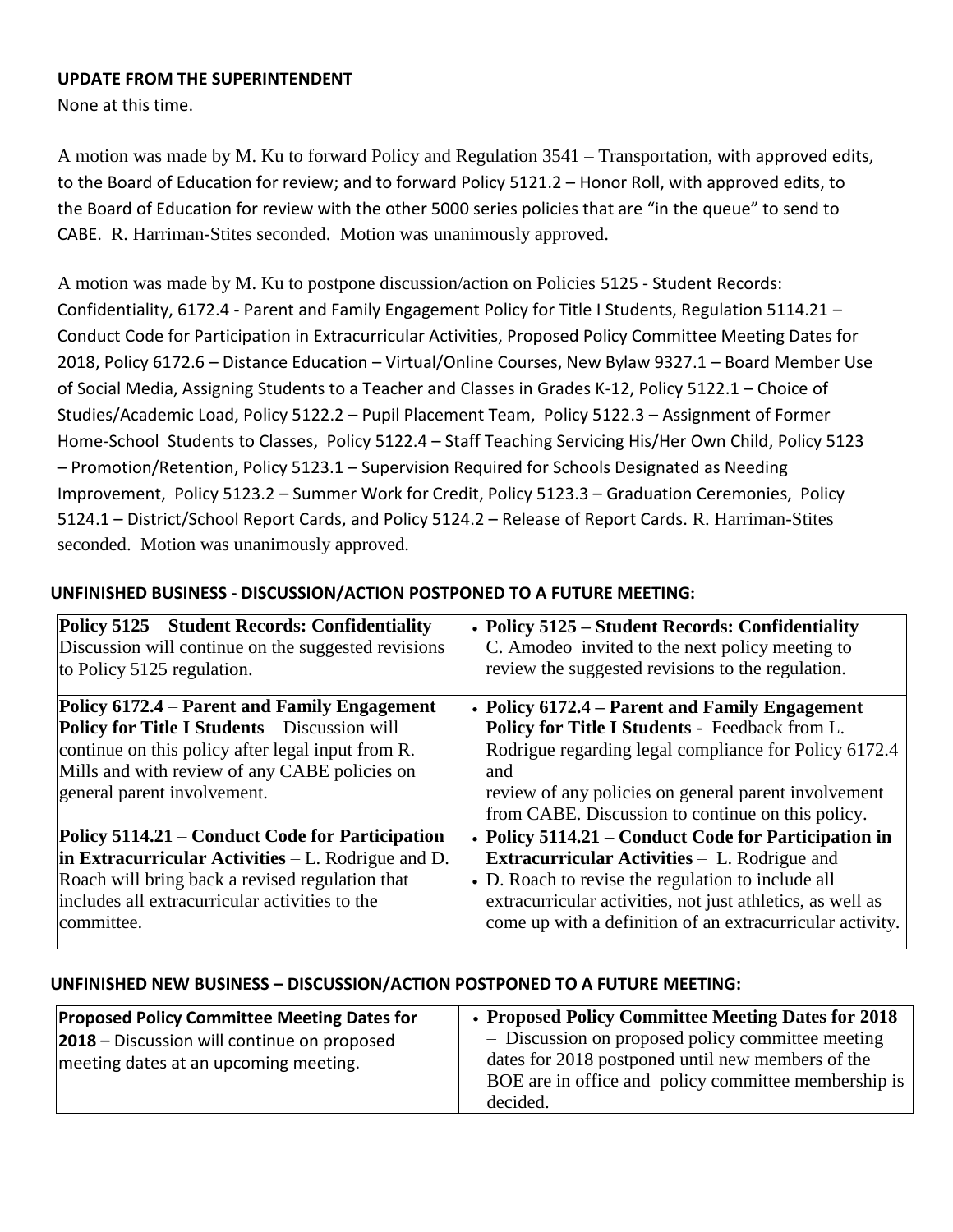**UPDATE FROM THE SUPERINTENDENT**

None at this time.

A motion was made by M. Ku to forward Policy and Regulation 3541 – Transportation, with approved edits, to the Board of Education for review; and to forward Policy 5121.2 – Honor Roll, with approved edits, to the Board of Education for review with the other 5000 series policies that are "in the queue" to send to CABE. R. Harriman-Stites seconded. Motion was unanimously approved.

A motion was made by M. Ku to postpone discussion/action on Policies 5125 - Student Records: Confidentiality, 6172.4 - Parent and Family Engagement Policy for Title I Students, Regulation 5114.21 – Conduct Code for Participation in Extracurricular Activities, Proposed Policy Committee Meeting Dates for 2018, Policy 6172.6 – Distance Education – Virtual/Online Courses, New Bylaw 9327.1 – Board Member Use of Social Media, Assigning Students to a Teacher and Classes in Grades K-12, Policy 5122.1 – Choice of Studies/Academic Load, Policy 5122.2 – Pupil Placement Team, Policy 5122.3 – Assignment of Former Home-School Students to Classes, Policy 5122.4 – Staff Teaching Servicing His/Her Own Child, Policy 5123 – Promotion/Retention, Policy 5123.1 – Supervision Required for Schools Designated as Needing Improvement, Policy 5123.2 – Summer Work for Credit, Policy 5123.3 – Graduation Ceremonies, Policy 5124.1 – District/School Report Cards, and Policy 5124.2 – Release of Report Cards. R. Harriman-Stites seconded. Motion was unanimously approved.

**UNFINISHED BUSINESS - DISCUSSION/ACTION POSTPONED TO A FUTURE MEETING:**

| | |
|---|---|
| **Policy 5125** – **Student Records: Confidentiality** – Discussion will continue on the suggested revisions to Policy 5125 regulation. | • **Policy 5125 – Student Records: Confidentiality** C. Amodeo invited to the next policy meeting to review the suggested revisions to the regulation. |
| **Policy 6172.4** – **Parent and Family Engagement Policy for Title I Students** – Discussion will continue on this policy after legal input from R. Mills and with review of any CABE policies on general parent involvement. | • **Policy 6172.4 – Parent and Family Engagement Policy for Title I Students** - Feedback from L. Rodrigue regarding legal compliance for Policy 6172.4 and review of any policies on general parent involvement from CABE. Discussion to continue on this policy. |
| **Policy 5114.21** – **Conduct Code for Participation in Extracurricular Activities** – L. Rodrigue and D. Roach will bring back a revised regulation that includes all extracurricular activities to the committee. | • **Policy 5114.21 – Conduct Code for Participation in Extracurricular Activities** – L. Rodrigue and • D. Roach to revise the regulation to include all extracurricular activities, not just athletics, as well as come up with a definition of an extracurricular activity. |

**UNFINISHED NEW BUSINESS – DISCUSSION/ACTION POSTPONED TO A FUTURE MEETING:**

| | |
|---|---|
| **Proposed Policy Committee Meeting Dates for 2018** – Discussion will continue on proposed meeting dates at an upcoming meeting. | • **Proposed Policy Committee Meeting Dates for 2018** – Discussion on proposed policy committee meeting dates for 2018 postponed until new members of the BOE are in office and policy committee membership is decided. |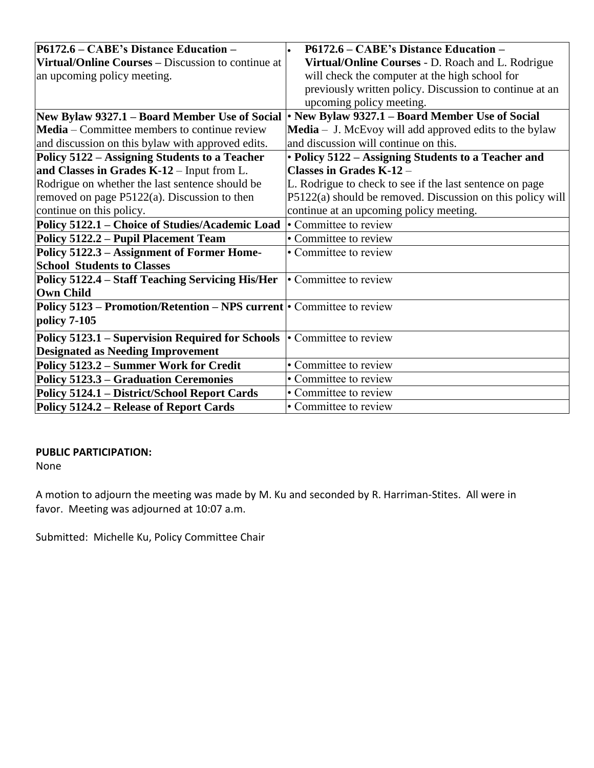| | |
|---|---|
| **P6172.6 – CABE's Distance Education – Virtual/Online Courses –** Discussion to continue at an upcoming policy meeting. | • **P6172.6 – CABE's Distance Education – Virtual/Online Courses** - D. Roach and L. Rodrigue will check the computer at the high school for previously written policy. Discussion to continue at an upcoming policy meeting. |
| **New Bylaw 9327.1 – Board Member Use of Social Media** – Committee members to continue review and discussion on this bylaw with approved edits. | • **New Bylaw 9327.1 – Board Member Use of Social Media** – J. McEvoy will add approved edits to the bylaw and discussion will continue on this. |
| **Policy 5122 – Assigning Students to a Teacher and Classes in Grades K-12** – Input from L. Rodrigue on whether the last sentence should be removed on page P5122(a). Discussion to then continue on this policy. | • **Policy 5122 – Assigning Students to a Teacher and Classes in Grades K-12** – L. Rodrigue to check to see if the last sentence on page P5122(a) should be removed. Discussion on this policy will continue at an upcoming policy meeting. |
| **Policy 5122.1 – Choice of Studies/Academic Load** | • Committee to review |
| **Policy 5122.2 – Pupil Placement Team** | • Committee to review |
| **Policy 5122.3 – Assignment of Former Home-School Students to Classes** | • Committee to review |
| **Policy 5122.4 – Staff Teaching Servicing His/Her Own Child** | • Committee to review |
| **Policy 5123 – Promotion/Retention – NPS current policy 7-105** | • Committee to review |
| **Policy 5123.1 – Supervision Required for Schools Designated as Needing Improvement** | • Committee to review |
| **Policy 5123.2 – Summer Work for Credit** | • Committee to review |
| **Policy 5123.3 – Graduation Ceremonies** | • Committee to review |
| **Policy 5124.1 – District/School Report Cards** | • Committee to review |
| **Policy 5124.2 – Release of Report Cards** | • Committee to review |

**PUBLIC PARTICIPATION:**
None

A motion to adjourn the meeting was made by M. Ku and seconded by R. Harriman-Stites. All were in favor. Meeting was adjourned at 10:07 a.m.

Submitted: Michelle Ku, Policy Committee Chair